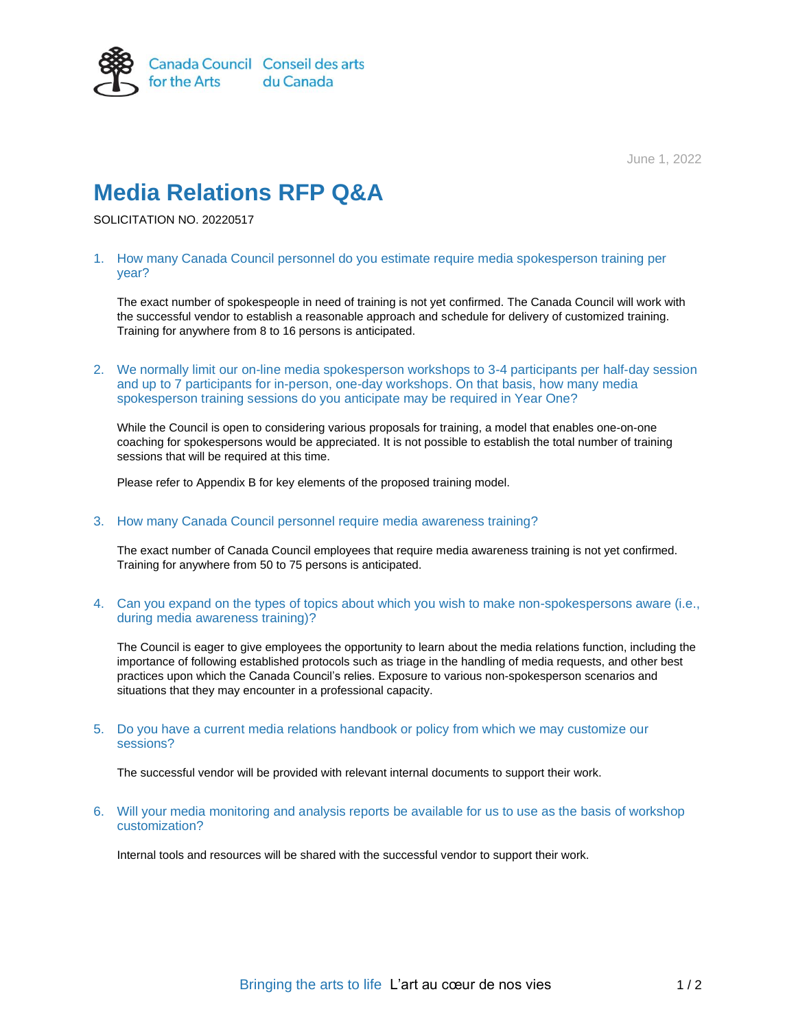Canada Council for the Arts | Conseil des arts du Canada

June 1, 2022

# Media Relations RFP Q&A

SOLICITATION NO. 20220517

1. How many Canada Council personnel do you estimate require media spokesperson training per year?

   The exact number of spokespeople in need of training is not yet confirmed. The Canada Council will work with the successful vendor to establish a reasonable approach and schedule for delivery of customized training. Training for anywhere from 8 to 16 persons is anticipated.

2. We normally limit our on-line media spokesperson workshops to 3-4 participants per half-day session and up to 7 participants for in-person, one-day workshops. On that basis, how many media spokesperson training sessions do you anticipate may be required in Year One?

   While the Council is open to considering various proposals for training, a model that enables one-on-one coaching for spokespersons would be appreciated. It is not possible to establish the total number of training sessions that will be required at this time.

   Please refer to Appendix B for key elements of the proposed training model.

3. How many Canada Council personnel require media awareness training?

   The exact number of Canada Council employees that require media awareness training is not yet confirmed. Training for anywhere from 50 to 75 persons is anticipated.

4. Can you expand on the types of topics about which you wish to make non-spokespersons aware (i.e., during media awareness training)?

   The Council is eager to give employees the opportunity to learn about the media relations function, including the importance of following established protocols such as triage in the handling of media requests, and other best practices upon which the Canada Council's relies. Exposure to various non-spokesperson scenarios and situations that they may encounter in a professional capacity.

5. Do you have a current media relations handbook or policy from which we may customize our sessions?

   The successful vendor will be provided with relevant internal documents to support their work.

6. Will your media monitoring and analysis reports be available for us to use as the basis of workshop customization?

   Internal tools and resources will be shared with the successful vendor to support their work.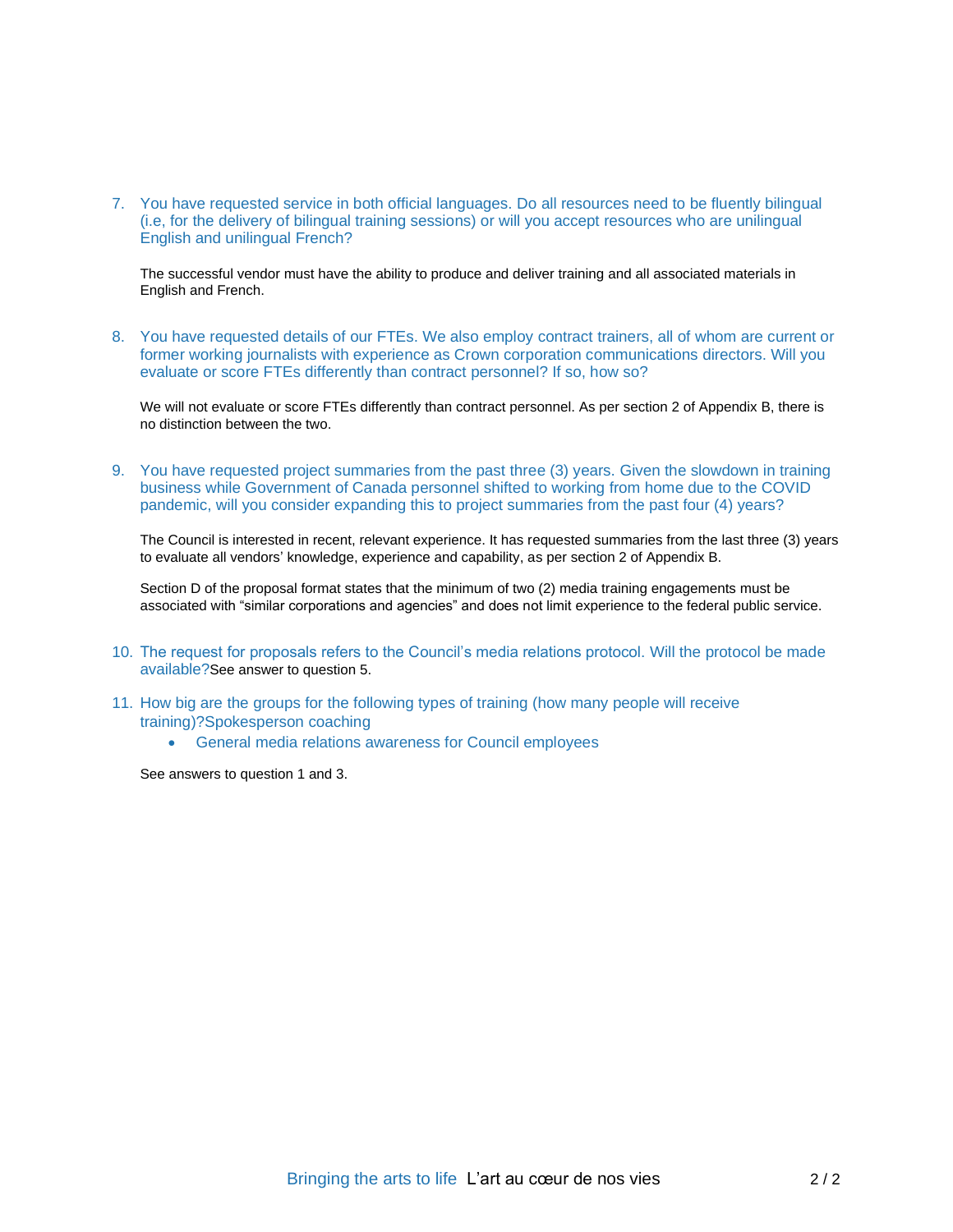7. You have requested service in both official languages. Do all resources need to be fluently bilingual (i.e, for the delivery of bilingual training sessions) or will you accept resources who are unilingual English and unilingual French?

   The successful vendor must have the ability to produce and deliver training and all associated materials in English and French.

8. You have requested details of our FTEs. We also employ contract trainers, all of whom are current or former working journalists with experience as Crown corporation communications directors. Will you evaluate or score FTEs differently than contract personnel? If so, how so?

   We will not evaluate or score FTEs differently than contract personnel. As per section 2 of Appendix B, there is no distinction between the two.

9. You have requested project summaries from the past three (3) years. Given the slowdown in training business while Government of Canada personnel shifted to working from home due to the COVID pandemic, will you consider expanding this to project summaries from the past four (4) years?

   The Council is interested in recent, relevant experience. It has requested summaries from the last three (3) years to evaluate all vendors' knowledge, experience and capability, as per section 2 of Appendix B.

   Section D of the proposal format states that the minimum of two (2) media training engagements must be associated with "similar corporations and agencies" and does not limit experience to the federal public service.

10. The request for proposals refers to the Council's media relations protocol. Will the protocol be made available?See answer to question 5.

11. How big are the groups for the following types of training (how many people will receive training)?Spokesperson coaching
    - General media relations awareness for Council employees

    See answers to question 1 and 3.

Bringing the arts to life L'art au cœur de nos vies